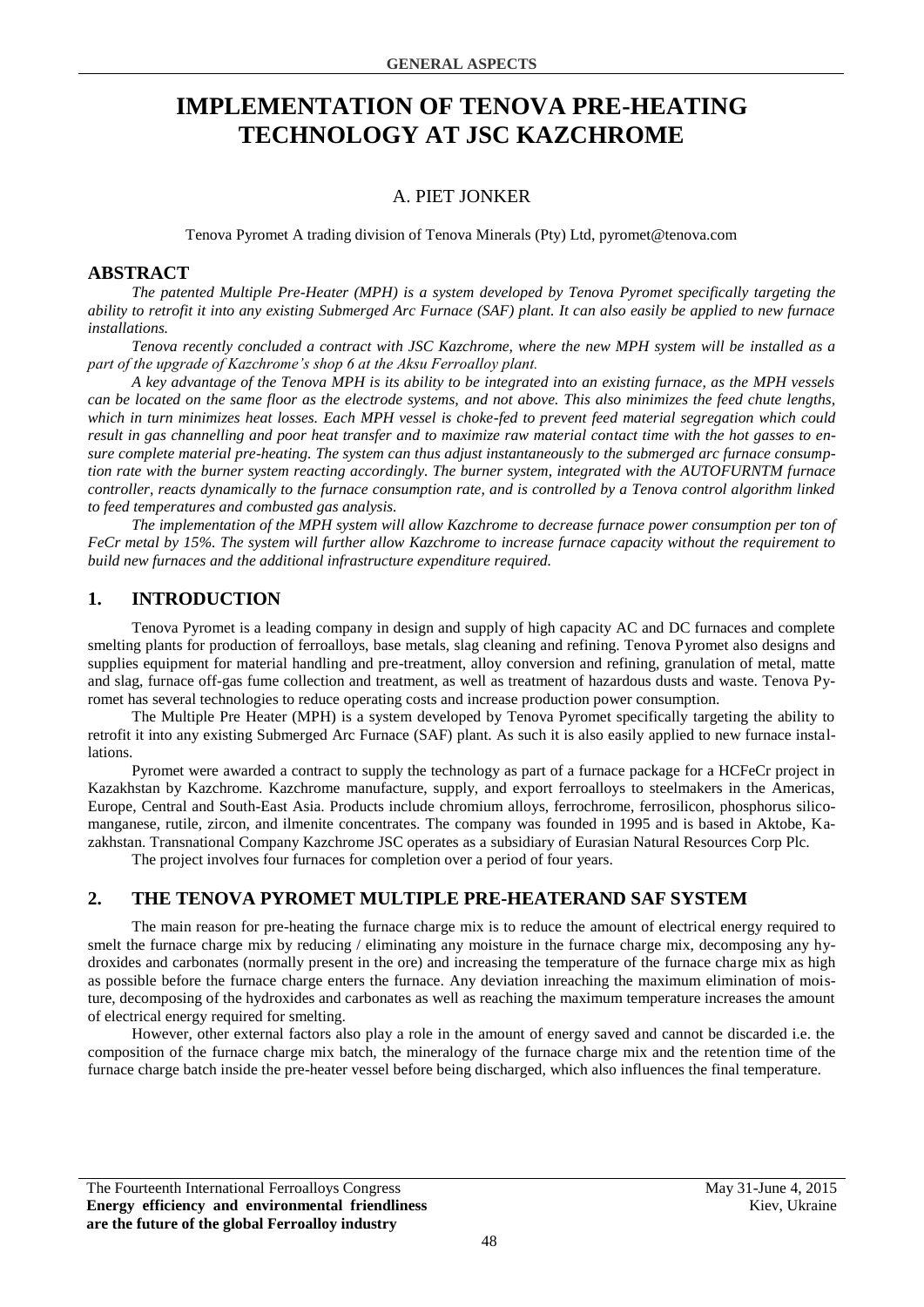# IMPLEMENTATION OF TENOVA PRE-HEATING TECHNOLOGY AT JSC KAZCHROME

A. PIET JONKER

Tenova Pyromet A trading division of Tenova Minerals (Pty) Ltd, pyromet@tenova.com

## ABSTRACT

*The patented Multiple Pre-Heater (MPH) is a system developed by Tenova Pyromet specifically targeting the ability to retrofit it into any existing Submerged Arc Furnace (SAF) plant. It can also easily be applied to new furnace installations.*

*Tenova recently concluded a contract with JSC Kazchrome, where the new MPH system will be installed as a part of the upgrade of Kazchrome's shop 6 at the Aksu Ferroalloy plant.*

*A key advantage of the Tenova MPH is its ability to be integrated into an existing furnace, as the MPH vessels can be located on the same floor as the electrode systems, and not above. This also minimizes the feed chute lengths, which in turn minimizes heat losses. Each MPH vessel is choke-fed to prevent feed material segregation which could result in gas channelling and poor heat transfer and to maximize raw material contact time with the hot gasses to ensure complete material pre-heating. The system can thus adjust instantaneously to the submerged arc furnace consumption rate with the burner system reacting accordingly. The burner system, integrated with the AUTOFURNTM furnace controller, reacts dynamically to the furnace consumption rate, and is controlled by a Tenova control algorithm linked to feed temperatures and combusted gas analysis.*

*The implementation of the MPH system will allow Kazchrome to decrease furnace power consumption per ton of FeCr metal by 15%. The system will further allow Kazchrome to increase furnace capacity without the requirement to build new furnaces and the additional infrastructure expenditure required.*

## 1. INTRODUCTION

Tenova Pyromet is a leading company in design and supply of high capacity AC and DC furnaces and complete smelting plants for production of ferroalloys, base metals, slag cleaning and refining. Tenova Pyromet also designs and supplies equipment for material handling and pre-treatment, alloy conversion and refining, granulation of metal, matte and slag, furnace off-gas fume collection and treatment, as well as treatment of hazardous dusts and waste. Tenova Pyromet has several technologies to reduce operating costs and increase production power consumption.

The Multiple Pre Heater (MPH) is a system developed by Tenova Pyromet specifically targeting the ability to retrofit it into any existing Submerged Arc Furnace (SAF) plant. As such it is also easily applied to new furnace installations.

Pyromet were awarded a contract to supply the technology as part of a furnace package for a HCFeCr project in Kazakhstan by Kazchrome. Kazchrome manufacture, supply, and export ferroalloys to steelmakers in the Americas, Europe, Central and South-East Asia. Products include chromium alloys, ferrochrome, ferrosilicon, phosphorus silicomanganese, rutile, zircon, and ilmenite concentrates. The company was founded in 1995 and is based in Aktobe, Kazakhstan. Transnational Company Kazchrome JSC operates as a subsidiary of Eurasian Natural Resources Corp Plc.

The project involves four furnaces for completion over a period of four years.

## 2. THE TENOVA PYROMET MULTIPLE PRE-HEATERAND SAF SYSTEM

The main reason for pre-heating the furnace charge mix is to reduce the amount of electrical energy required to smelt the furnace charge mix by reducing / eliminating any moisture in the furnace charge mix, decomposing any hydroxides and carbonates (normally present in the ore) and increasing the temperature of the furnace charge mix as high as possible before the furnace charge enters the furnace. Any deviation inreaching the maximum elimination of moisture, decomposing of the hydroxides and carbonates as well as reaching the maximum temperature increases the amount of electrical energy required for smelting.

However, other external factors also play a role in the amount of energy saved and cannot be discarded i.e. the composition of the furnace charge mix batch, the mineralogy of the furnace charge mix and the retention time of the furnace charge batch inside the pre-heater vessel before being discharged, which also influences the final temperature.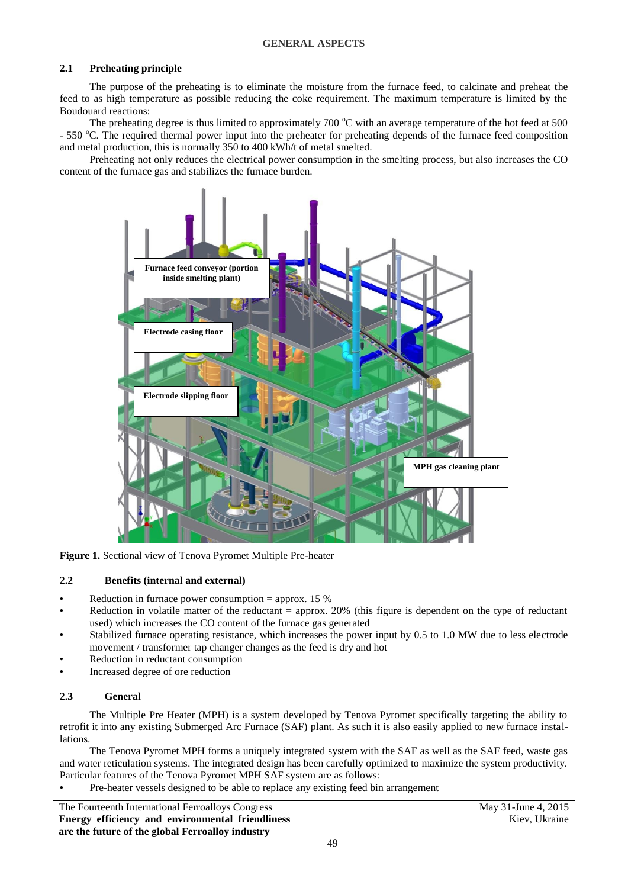# GENERAL ASPECTS

## 2.1 Preheating principle

The purpose of the preheating is to eliminate the moisture from the furnace feed, to calcinate and preheat the feed to as high temperature as possible reducing the coke requirement. The maximum temperature is limited by the Boudouard reactions:

The preheating degree is thus limited to approximately 700 °C with an average temperature of the hot feed at 500 - 550 °C. The required thermal power input into the preheater for preheating depends of the furnace feed composition and metal production, this is normally 300 to 400 kWh/t of metal smelted.

Preheating not only reduces the electrical power consumption in the smelting process, but also increases the CO content of the furnace gas and stabilizes the furnace burden.

**Figure 1.** Sectional view of Tenova Pyromet Multiple Pre-heater

## 2.2 Benefits (internal and external)

- Reduction in furnace power consumption = approx. 15 %
- Reduction in volatile matter of the reductant = approx. 20% (this figure is dependent on the type of reductant used) which increases the CO content of the furnace gas generated
- Stabilized furnace operating resistance, which increases the power input by 0.5 to 1.0 MW due to less electrode movement / transformer tap changer changes as the feed is dry and hot
- Reduction in reductant consumption
- Increased degree of ore reduction

## 2.3 General

The Multiple Pre Heater (MPH) is a system developed by Tenova Pyromet specifically targeting the ability to retrofit it into any existing Submerged Arc Furnace (SAF) plant. As such it is also easily applied to new furnace installations.

The Tenova Pyromet MPH forms a uniquely integrated system with the SAF as well as the SAF feed, waste gas and water reticulation systems. The integrated design has been carefully optimized to maximize the system productivity. Particular features of the Tenova Pyromet MPH SAF system are as follows:

- Pre-heater vessels designed to be able to replace any existing feed bin arrangement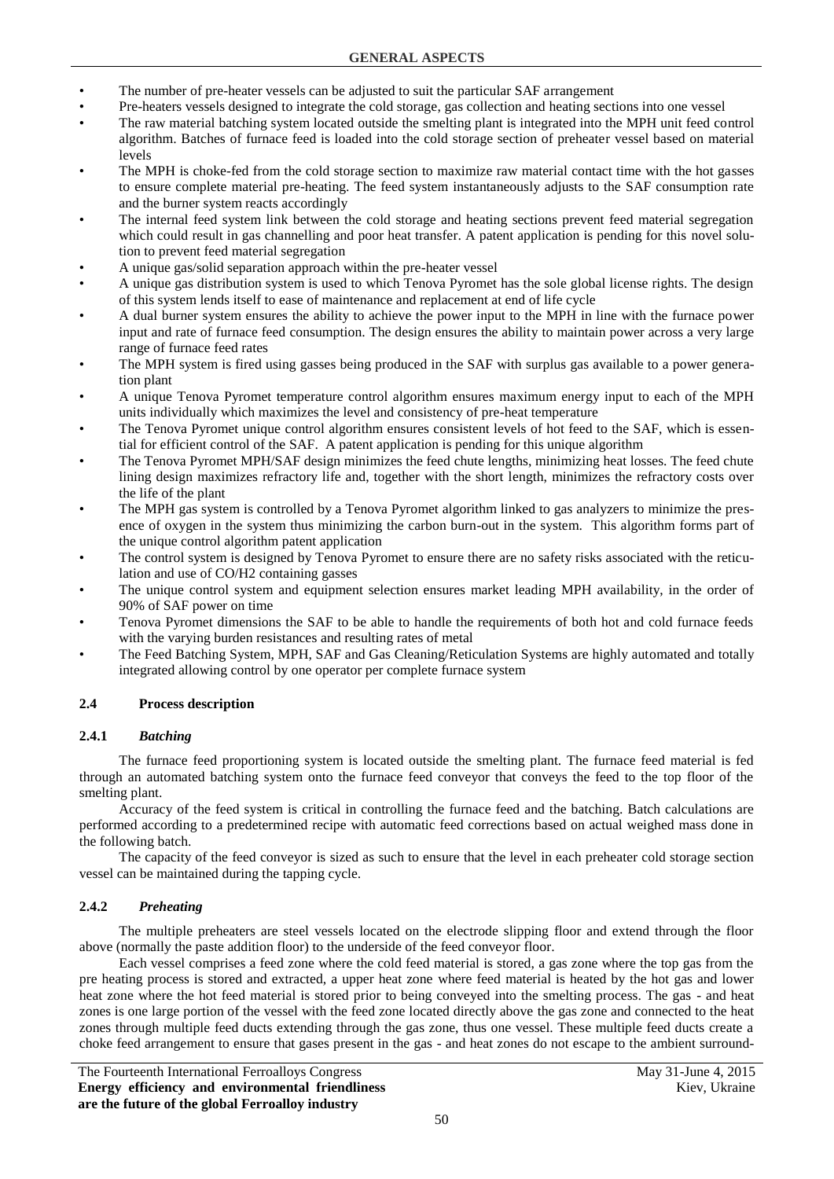- The number of pre-heater vessels can be adjusted to suit the particular SAF arrangement
- Pre-heaters vessels designed to integrate the cold storage, gas collection and heating sections into one vessel
- The raw material batching system located outside the smelting plant is integrated into the MPH unit feed control algorithm. Batches of furnace feed is loaded into the cold storage section of preheater vessel based on material levels
- The MPH is choke-fed from the cold storage section to maximize raw material contact time with the hot gasses to ensure complete material pre-heating. The feed system instantaneously adjusts to the SAF consumption rate and the burner system reacts accordingly
- The internal feed system link between the cold storage and heating sections prevent feed material segregation which could result in gas channelling and poor heat transfer. A patent application is pending for this novel solution to prevent feed material segregation
- A unique gas/solid separation approach within the pre-heater vessel
- A unique gas distribution system is used to which Tenova Pyromet has the sole global license rights. The design of this system lends itself to ease of maintenance and replacement at end of life cycle
- A dual burner system ensures the ability to achieve the power input to the MPH in line with the furnace power input and rate of furnace feed consumption. The design ensures the ability to maintain power across a very large range of furnace feed rates
- The MPH system is fired using gasses being produced in the SAF with surplus gas available to a power generation plant
- A unique Tenova Pyromet temperature control algorithm ensures maximum energy input to each of the MPH units individually which maximizes the level and consistency of pre-heat temperature
- The Tenova Pyromet unique control algorithm ensures consistent levels of hot feed to the SAF, which is essential for efficient control of the SAF. A patent application is pending for this unique algorithm
- The Tenova Pyromet MPH/SAF design minimizes the feed chute lengths, minimizing heat losses. The feed chute lining design maximizes refractory life and, together with the short length, minimizes the refractory costs over the life of the plant
- The MPH gas system is controlled by a Tenova Pyromet algorithm linked to gas analyzers to minimize the presence of oxygen in the system thus minimizing the carbon burn-out in the system. This algorithm forms part of the unique control algorithm patent application
- The control system is designed by Tenova Pyromet to ensure there are no safety risks associated with the reticulation and use of CO/H2 containing gasses
- The unique control system and equipment selection ensures market leading MPH availability, in the order of 90% of SAF power on time
- Tenova Pyromet dimensions the SAF to be able to handle the requirements of both hot and cold furnace feeds with the varying burden resistances and resulting rates of metal
- The Feed Batching System, MPH, SAF and Gas Cleaning/Reticulation Systems are highly automated and totally integrated allowing control by one operator per complete furnace system

## 2.4 Process description

### 2.4.1 *Batching*

The furnace feed proportioning system is located outside the smelting plant. The furnace feed material is fed through an automated batching system onto the furnace feed conveyor that conveys the feed to the top floor of the smelting plant.

Accuracy of the feed system is critical in controlling the furnace feed and the batching. Batch calculations are performed according to a predetermined recipe with automatic feed corrections based on actual weighed mass done in the following batch.

The capacity of the feed conveyor is sized as such to ensure that the level in each preheater cold storage section vessel can be maintained during the tapping cycle.

### 2.4.2 *Preheating*

The multiple preheaters are steel vessels located on the electrode slipping floor and extend through the floor above (normally the paste addition floor) to the underside of the feed conveyor floor.

Each vessel comprises a feed zone where the cold feed material is stored, a gas zone where the top gas from the pre heating process is stored and extracted, a upper heat zone where feed material is heated by the hot gas and lower heat zone where the hot feed material is stored prior to being conveyed into the smelting process. The gas - and heat zones is one large portion of the vessel with the feed zone located directly above the gas zone and connected to the heat zones through multiple feed ducts extending through the gas zone, thus one vessel. These multiple feed ducts create a choke feed arrangement to ensure that gases present in the gas - and heat zones do not escape to the ambient surround-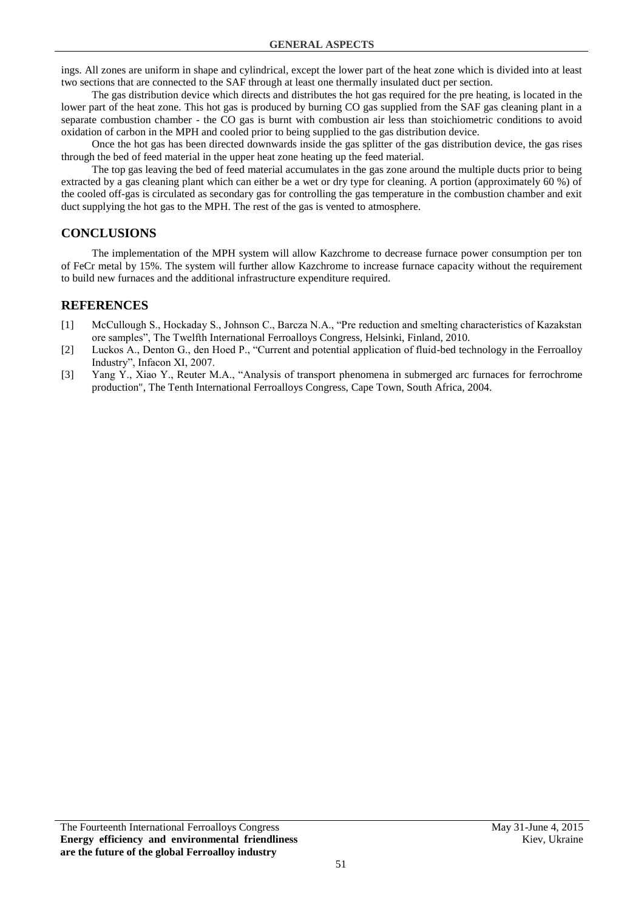ings. All zones are uniform in shape and cylindrical, except the lower part of the heat zone which is divided into at least two sections that are connected to the SAF through at least one thermally insulated duct per section.

The gas distribution device which directs and distributes the hot gas required for the pre heating, is located in the lower part of the heat zone. This hot gas is produced by burning CO gas supplied from the SAF gas cleaning plant in a separate combustion chamber - the CO gas is burnt with combustion air less than stoichiometric conditions to avoid oxidation of carbon in the MPH and cooled prior to being supplied to the gas distribution device.

Once the hot gas has been directed downwards inside the gas splitter of the gas distribution device, the gas rises through the bed of feed material in the upper heat zone heating up the feed material.

The top gas leaving the bed of feed material accumulates in the gas zone around the multiple ducts prior to being extracted by a gas cleaning plant which can either be a wet or dry type for cleaning. A portion (approximately 60 %) of the cooled off-gas is circulated as secondary gas for controlling the gas temperature in the combustion chamber and exit duct supplying the hot gas to the MPH. The rest of the gas is vented to atmosphere.

## CONCLUSIONS

The implementation of the MPH system will allow Kazchrome to decrease furnace power consumption per ton of FeCr metal by 15%. The system will further allow Kazchrome to increase furnace capacity without the requirement to build new furnaces and the additional infrastructure expenditure required.

## REFERENCES

[1] McCullough S., Hockaday S., Johnson C., Barcza N.A., "Pre reduction and smelting characteristics of Kazakstan ore samples", The Twelfth International Ferroalloys Congress, Helsinki, Finland, 2010.

[2] Luckos A., Denton G., den Hoed P., "Current and potential application of fluid-bed technology in the Ferroalloy Industry", Infacon XI, 2007.

[3] Yang Y., Xiao Y., Reuter M.A., "Analysis of transport phenomena in submerged arc furnaces for ferrochrome production", The Tenth International Ferroalloys Congress, Cape Town, South Africa, 2004.